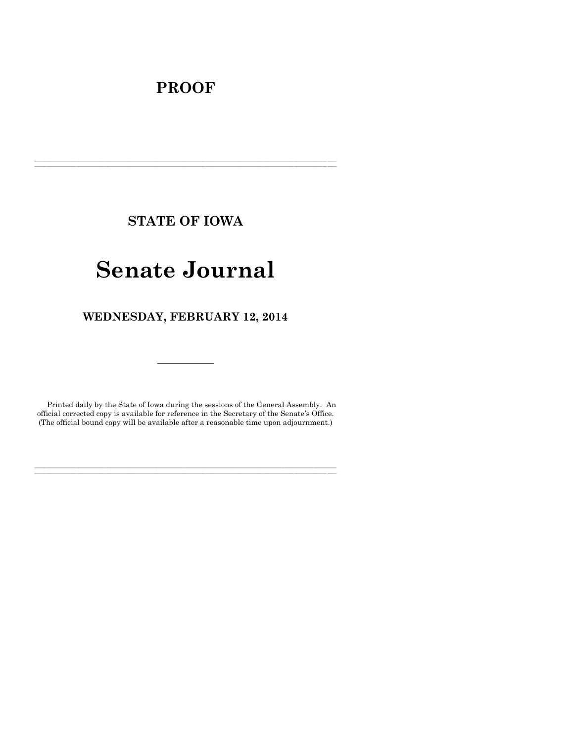# PROOF

---

## STATE OF IOWA

# Senate Journal

## WEDNESDAY, FEBRUARY 12, 2014

---

Printed daily by the State of Iowa during the sessions of the General Assembly. An official corrected copy is available for reference in the Secretary of the Senate's Office. (The official bound copy will be available after a reasonable time upon adjournment.)

---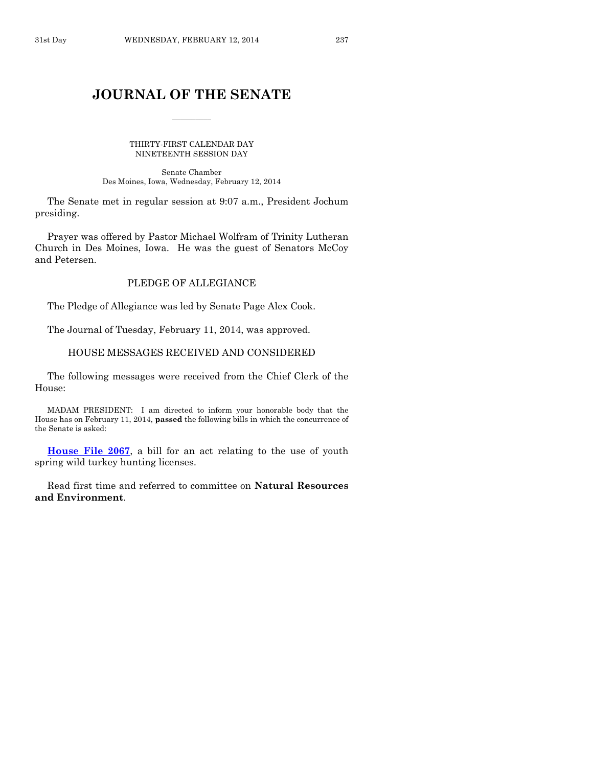# JOURNAL OF THE SENATE

---

THIRTY-FIRST CALENDAR DAY
NINETEENTH SESSION DAY

Senate Chamber
Des Moines, Iowa, Wednesday, February 12, 2014

The Senate met in regular session at 9:07 a.m., President Jochum presiding.

Prayer was offered by Pastor Michael Wolfram of Trinity Lutheran Church in Des Moines, Iowa. He was the guest of Senators McCoy and Petersen.

## PLEDGE OF ALLEGIANCE

The Pledge of Allegiance was led by Senate Page Alex Cook.

The Journal of Tuesday, February 11, 2014, was approved.

## HOUSE MESSAGES RECEIVED AND CONSIDERED

The following messages were received from the Chief Clerk of the House:

MADAM PRESIDENT: I am directed to inform your honorable body that the House has on February 11, 2014, **passed** the following bills in which the concurrence of the Senate is asked:

**House File 2067**, a bill for an act relating to the use of youth spring wild turkey hunting licenses.

Read first time and referred to committee on **Natural Resources and Environment**.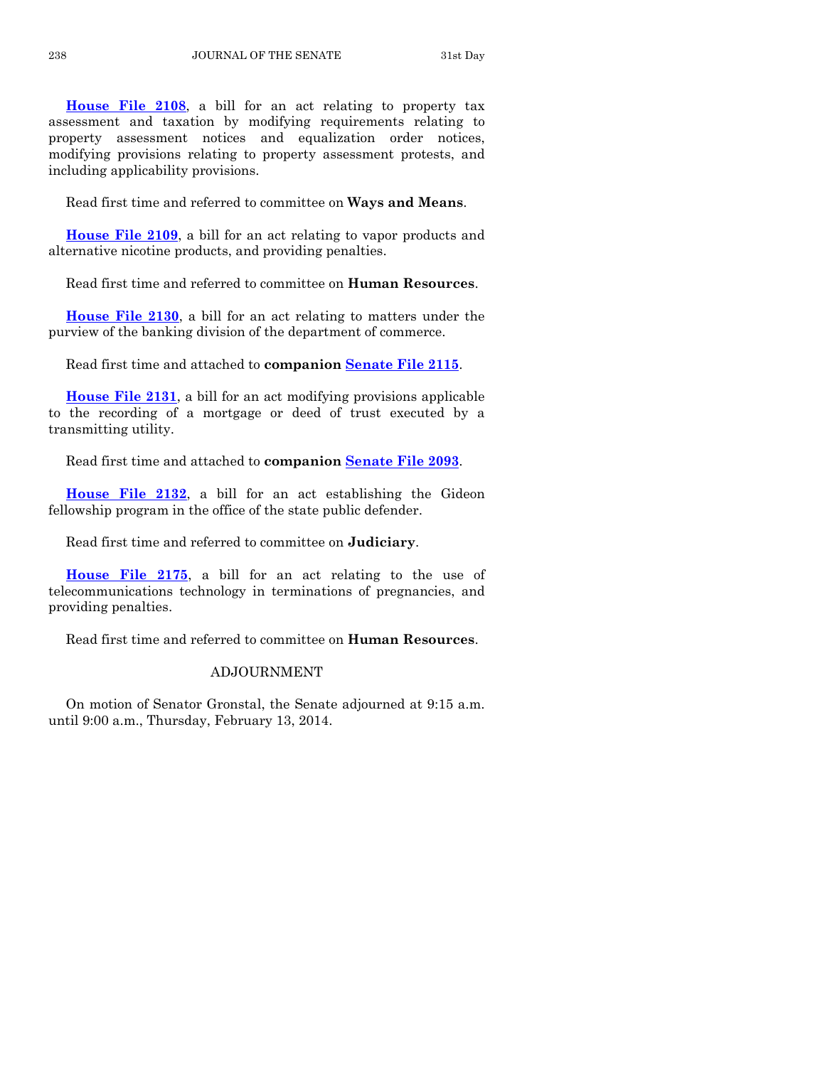**House File 2108**, a bill for an act relating to property tax assessment and taxation by modifying requirements relating to property assessment notices and equalization order notices, modifying provisions relating to property assessment protests, and including applicability provisions.

Read first time and referred to committee on **Ways and Means**.

**House File 2109**, a bill for an act relating to vapor products and alternative nicotine products, and providing penalties.

Read first time and referred to committee on **Human Resources**.

**House File 2130**, a bill for an act relating to matters under the purview of the banking division of the department of commerce.

Read first time and attached to **companion Senate File 2115**.

**House File 2131**, a bill for an act modifying provisions applicable to the recording of a mortgage or deed of trust executed by a transmitting utility.

Read first time and attached to **companion Senate File 2093**.

**House File 2132**, a bill for an act establishing the Gideon fellowship program in the office of the state public defender.

Read first time and referred to committee on **Judiciary**.

**House File 2175**, a bill for an act relating to the use of telecommunications technology in terminations of pregnancies, and providing penalties.

Read first time and referred to committee on **Human Resources**.

## ADJOURNMENT

On motion of Senator Gronstal, the Senate adjourned at 9:15 a.m. until 9:00 a.m., Thursday, February 13, 2014.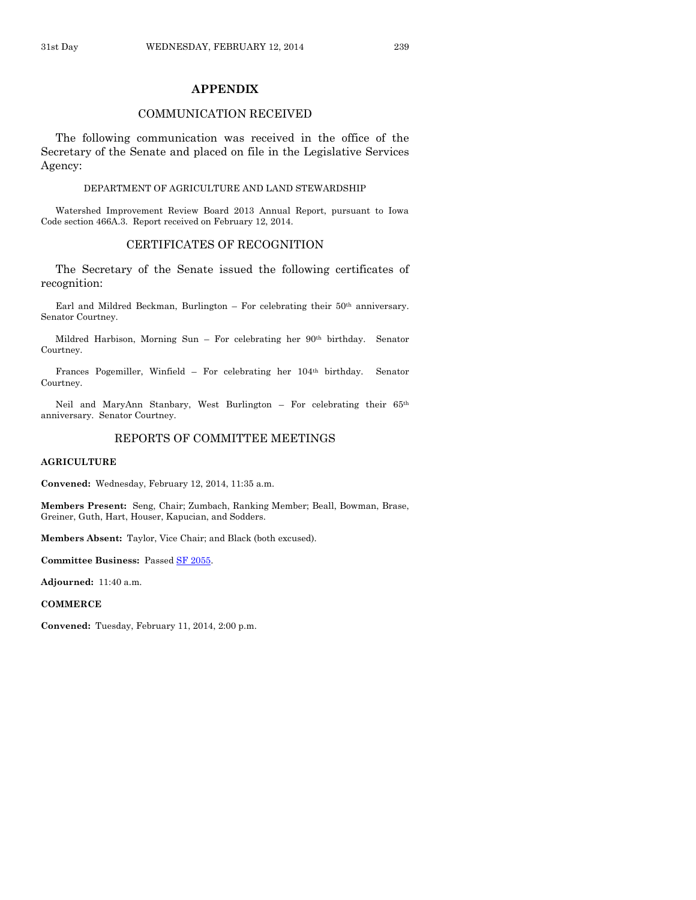## APPENDIX

### COMMUNICATION RECEIVED

The following communication was received in the office of the Secretary of the Senate and placed on file in the Legislative Services Agency:

DEPARTMENT OF AGRICULTURE AND LAND STEWARDSHIP

Watershed Improvement Review Board 2013 Annual Report, pursuant to Iowa Code section 466A.3. Report received on February 12, 2014.

### CERTIFICATES OF RECOGNITION

The Secretary of the Senate issued the following certificates of recognition:

Earl and Mildred Beckman, Burlington – For celebrating their 50th anniversary. Senator Courtney.

Mildred Harbison, Morning Sun – For celebrating her 90th birthday. Senator Courtney.

Frances Pogemiller, Winfield – For celebrating her 104th birthday. Senator Courtney.

Neil and MaryAnn Stanbary, West Burlington – For celebrating their 65th anniversary. Senator Courtney.

### REPORTS OF COMMITTEE MEETINGS

**AGRICULTURE**

**Convened:** Wednesday, February 12, 2014, 11:35 a.m.

**Members Present:** Seng, Chair; Zumbach, Ranking Member; Beall, Bowman, Brase, Greiner, Guth, Hart, Houser, Kapucian, and Sodders.

**Members Absent:** Taylor, Vice Chair; and Black (both excused).

**Committee Business:** Passed SF 2055.

**Adjourned:** 11:40 a.m.

**COMMERCE**

**Convened:** Tuesday, February 11, 2014, 2:00 p.m.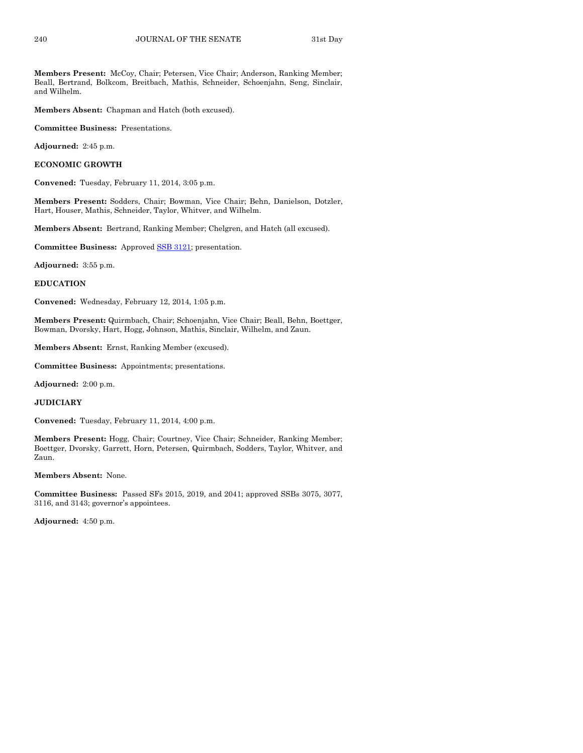**Members Present:** McCoy, Chair; Petersen, Vice Chair; Anderson, Ranking Member; Beall, Bertrand, Bolkcom, Breitbach, Mathis, Schneider, Schoenjahn, Seng, Sinclair, and Wilhelm.

**Members Absent:** Chapman and Hatch (both excused).

**Committee Business:** Presentations.

**Adjourned:** 2:45 p.m.

**ECONOMIC GROWTH**

**Convened:** Tuesday, February 11, 2014, 3:05 p.m.

**Members Present:** Sodders, Chair; Bowman, Vice Chair; Behn, Danielson, Dotzler, Hart, Houser, Mathis, Schneider, Taylor, Whitver, and Wilhelm.

**Members Absent:** Bertrand, Ranking Member; Chelgren, and Hatch (all excused).

**Committee Business:** Approved SSB 3121; presentation.

**Adjourned:** 3:55 p.m.

**EDUCATION**

**Convened:** Wednesday, February 12, 2014, 1:05 p.m.

**Members Present:** Quirmbach, Chair; Schoenjahn, Vice Chair; Beall, Behn, Boettger, Bowman, Dvorsky, Hart, Hogg, Johnson, Mathis, Sinclair, Wilhelm, and Zaun.

**Members Absent:** Ernst, Ranking Member (excused).

**Committee Business:** Appointments; presentations.

**Adjourned:** 2:00 p.m.

**JUDICIARY**

**Convened:** Tuesday, February 11, 2014, 4:00 p.m.

**Members Present:** Hogg, Chair; Courtney, Vice Chair; Schneider, Ranking Member; Boettger, Dvorsky, Garrett, Horn, Petersen, Quirmbach, Sodders, Taylor, Whitver, and Zaun.

**Members Absent:** None.

**Committee Business:** Passed SFs 2015, 2019, and 2041; approved SSBs 3075, 3077, 3116, and 3143; governor's appointees.

**Adjourned:** 4:50 p.m.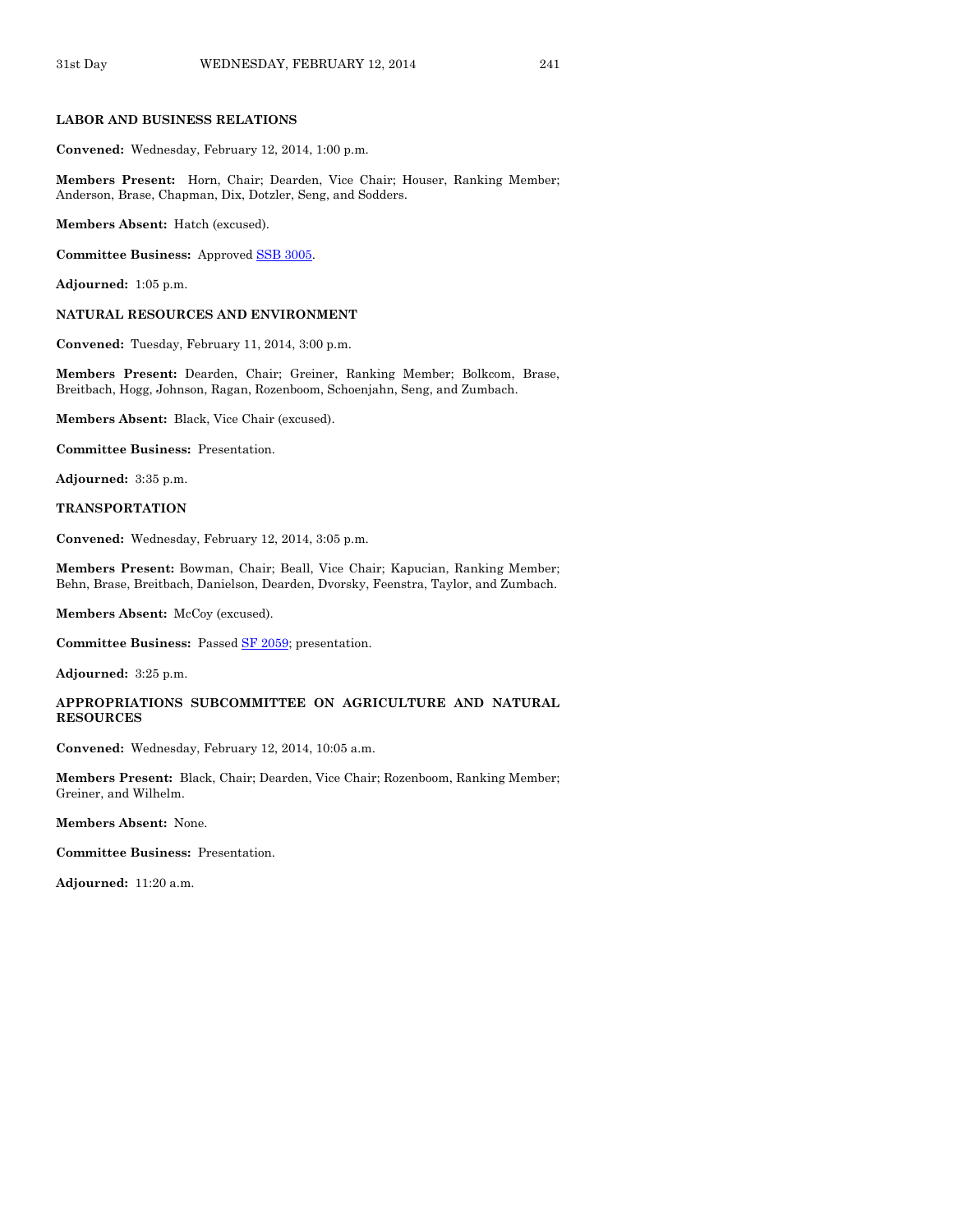**LABOR AND BUSINESS RELATIONS**

**Convened:** Wednesday, February 12, 2014, 1:00 p.m.

**Members Present:** Horn, Chair; Dearden, Vice Chair; Houser, Ranking Member; Anderson, Brase, Chapman, Dix, Dotzler, Seng, and Sodders.

**Members Absent:** Hatch (excused).

**Committee Business:** Approved SSB 3005.

**Adjourned:** 1:05 p.m.

**NATURAL RESOURCES AND ENVIRONMENT**

**Convened:** Tuesday, February 11, 2014, 3:00 p.m.

**Members Present:** Dearden, Chair; Greiner, Ranking Member; Bolkcom, Brase, Breitbach, Hogg, Johnson, Ragan, Rozenboom, Schoenjahn, Seng, and Zumbach.

**Members Absent:** Black, Vice Chair (excused).

**Committee Business:** Presentation.

**Adjourned:** 3:35 p.m.

**TRANSPORTATION**

**Convened:** Wednesday, February 12, 2014, 3:05 p.m.

**Members Present:** Bowman, Chair; Beall, Vice Chair; Kapucian, Ranking Member; Behn, Brase, Breitbach, Danielson, Dearden, Dvorsky, Feenstra, Taylor, and Zumbach.

**Members Absent:** McCoy (excused).

**Committee Business:** Passed SF 2059; presentation.

**Adjourned:** 3:25 p.m.

**APPROPRIATIONS SUBCOMMITTEE ON AGRICULTURE AND NATURAL RESOURCES**

**Convened:** Wednesday, February 12, 2014, 10:05 a.m.

**Members Present:** Black, Chair; Dearden, Vice Chair; Rozenboom, Ranking Member; Greiner, and Wilhelm.

**Members Absent:** None.

**Committee Business:** Presentation.

**Adjourned:** 11:20 a.m.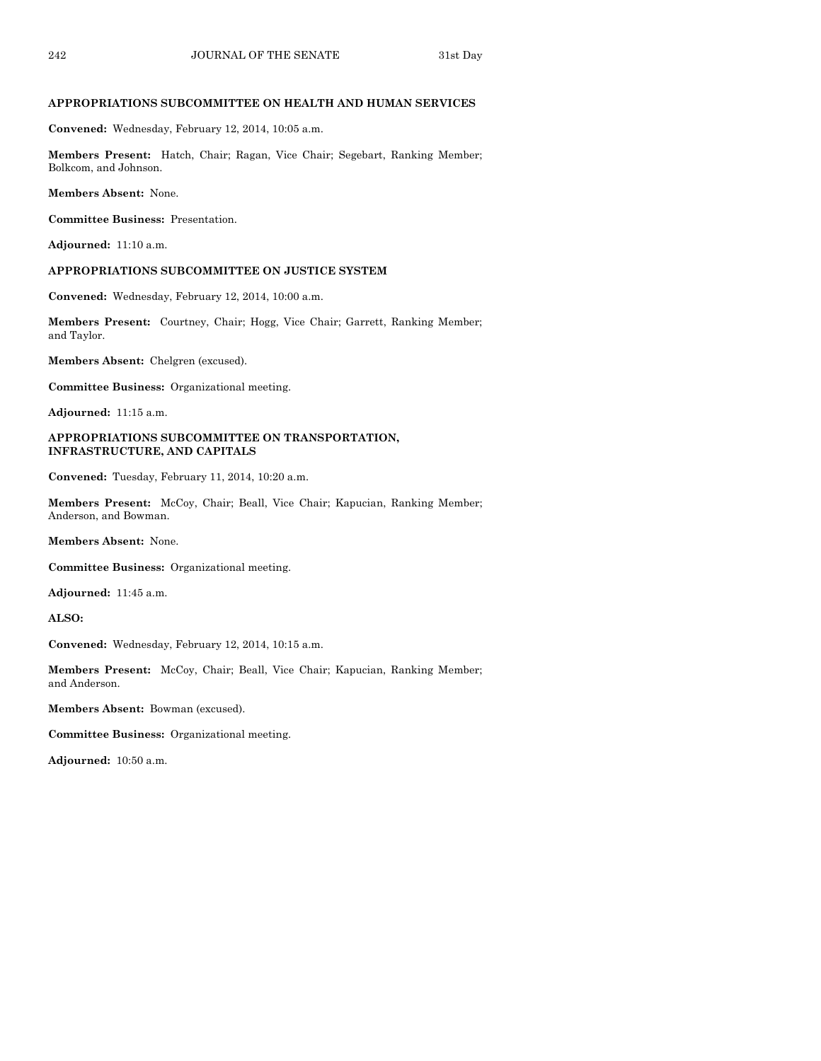### APPROPRIATIONS SUBCOMMITTEE ON HEALTH AND HUMAN SERVICES

**Convened:** Wednesday, February 12, 2014, 10:05 a.m.

**Members Present:** Hatch, Chair; Ragan, Vice Chair; Segebart, Ranking Member; Bolkcom, and Johnson.

**Members Absent:** None.

**Committee Business:** Presentation.

**Adjourned:** 11:10 a.m.

### APPROPRIATIONS SUBCOMMITTEE ON JUSTICE SYSTEM

**Convened:** Wednesday, February 12, 2014, 10:00 a.m.

**Members Present:** Courtney, Chair; Hogg, Vice Chair; Garrett, Ranking Member; and Taylor.

**Members Absent:** Chelgren (excused).

**Committee Business:** Organizational meeting.

**Adjourned:** 11:15 a.m.

### APPROPRIATIONS SUBCOMMITTEE ON TRANSPORTATION, INFRASTRUCTURE, AND CAPITALS

**Convened:** Tuesday, February 11, 2014, 10:20 a.m.

**Members Present:** McCoy, Chair; Beall, Vice Chair; Kapucian, Ranking Member; Anderson, and Bowman.

**Members Absent:** None.

**Committee Business:** Organizational meeting.

**Adjourned:** 11:45 a.m.

**ALSO:**

**Convened:** Wednesday, February 12, 2014, 10:15 a.m.

**Members Present:** McCoy, Chair; Beall, Vice Chair; Kapucian, Ranking Member; and Anderson.

**Members Absent:** Bowman (excused).

**Committee Business:** Organizational meeting.

**Adjourned:** 10:50 a.m.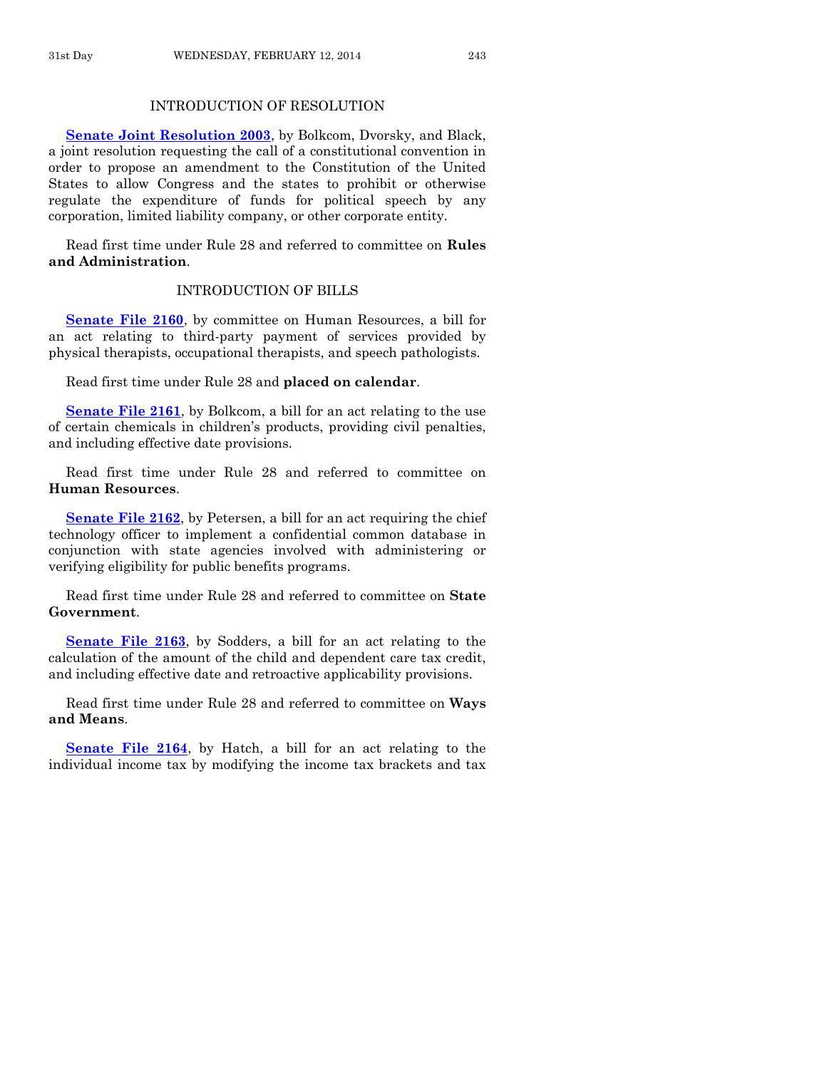## INTRODUCTION OF RESOLUTION

**Senate Joint Resolution 2003**, by Bolkcom, Dvorsky, and Black, a joint resolution requesting the call of a constitutional convention in order to propose an amendment to the Constitution of the United States to allow Congress and the states to prohibit or otherwise regulate the expenditure of funds for political speech by any corporation, limited liability company, or other corporate entity.

Read first time under Rule 28 and referred to committee on **Rules and Administration**.

## INTRODUCTION OF BILLS

**Senate File 2160**, by committee on Human Resources, a bill for an act relating to third-party payment of services provided by physical therapists, occupational therapists, and speech pathologists.

Read first time under Rule 28 and **placed on calendar**.

**Senate File 2161**, by Bolkcom, a bill for an act relating to the use of certain chemicals in children's products, providing civil penalties, and including effective date provisions.

Read first time under Rule 28 and referred to committee on **Human Resources**.

**Senate File 2162**, by Petersen, a bill for an act requiring the chief technology officer to implement a confidential common database in conjunction with state agencies involved with administering or verifying eligibility for public benefits programs.

Read first time under Rule 28 and referred to committee on **State Government**.

**Senate File 2163**, by Sodders, a bill for an act relating to the calculation of the amount of the child and dependent care tax credit, and including effective date and retroactive applicability provisions.

Read first time under Rule 28 and referred to committee on **Ways and Means**.

**Senate File 2164**, by Hatch, a bill for an act relating to the individual income tax by modifying the income tax brackets and tax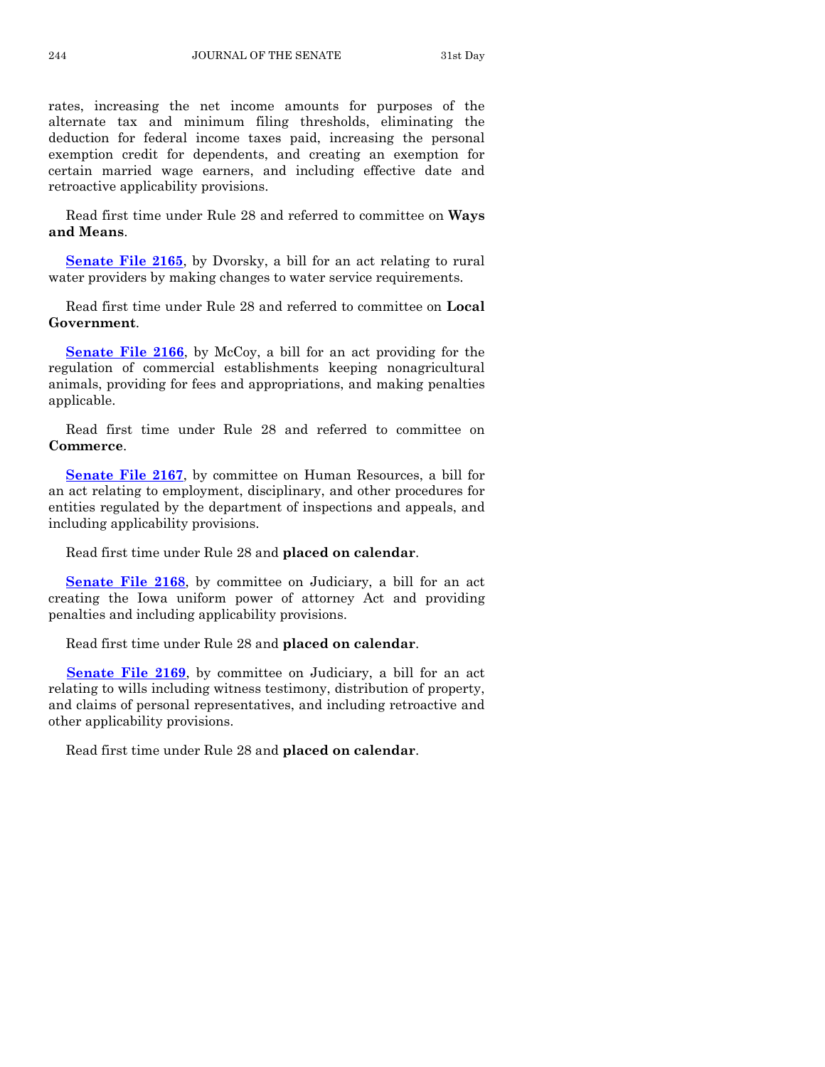rates, increasing the net income amounts for purposes of the alternate tax and minimum filing thresholds, eliminating the deduction for federal income taxes paid, increasing the personal exemption credit for dependents, and creating an exemption for certain married wage earners, and including effective date and retroactive applicability provisions.

Read first time under Rule 28 and referred to committee on **Ways and Means**.

**Senate File 2165**, by Dvorsky, a bill for an act relating to rural water providers by making changes to water service requirements.

Read first time under Rule 28 and referred to committee on **Local Government**.

**Senate File 2166**, by McCoy, a bill for an act providing for the regulation of commercial establishments keeping nonagricultural animals, providing for fees and appropriations, and making penalties applicable.

Read first time under Rule 28 and referred to committee on **Commerce**.

**Senate File 2167**, by committee on Human Resources, a bill for an act relating to employment, disciplinary, and other procedures for entities regulated by the department of inspections and appeals, and including applicability provisions.

Read first time under Rule 28 and **placed on calendar**.

**Senate File 2168**, by committee on Judiciary, a bill for an act creating the Iowa uniform power of attorney Act and providing penalties and including applicability provisions.

Read first time under Rule 28 and **placed on calendar**.

**Senate File 2169**, by committee on Judiciary, a bill for an act relating to wills including witness testimony, distribution of property, and claims of personal representatives, and including retroactive and other applicability provisions.

Read first time under Rule 28 and **placed on calendar**.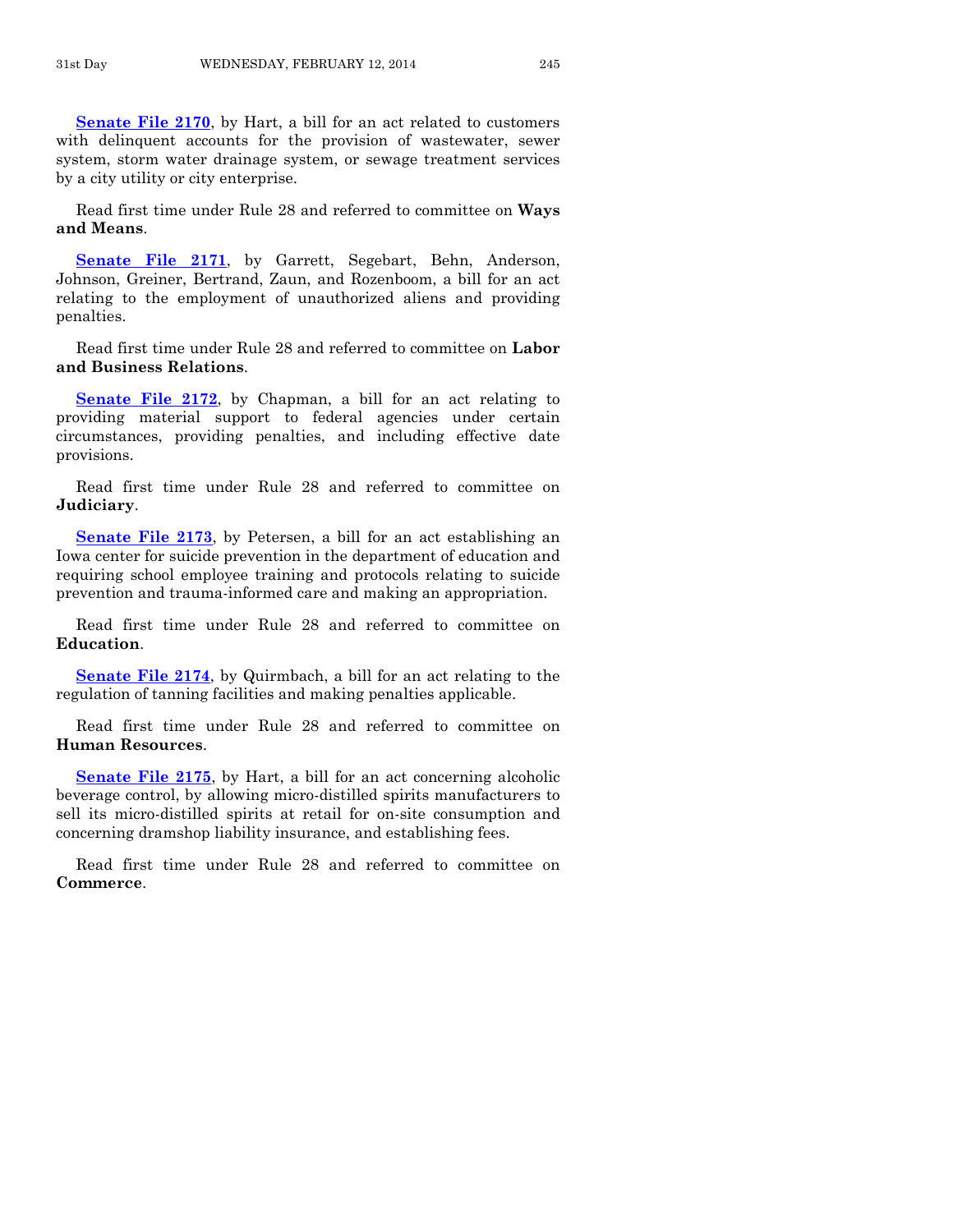**Senate File 2170**, by Hart, a bill for an act related to customers with delinquent accounts for the provision of wastewater, sewer system, storm water drainage system, or sewage treatment services by a city utility or city enterprise.

Read first time under Rule 28 and referred to committee on **Ways and Means**.

**Senate File 2171**, by Garrett, Segebart, Behn, Anderson, Johnson, Greiner, Bertrand, Zaun, and Rozenboom, a bill for an act relating to the employment of unauthorized aliens and providing penalties.

Read first time under Rule 28 and referred to committee on **Labor and Business Relations**.

**Senate File 2172**, by Chapman, a bill for an act relating to providing material support to federal agencies under certain circumstances, providing penalties, and including effective date provisions.

Read first time under Rule 28 and referred to committee on **Judiciary**.

**Senate File 2173**, by Petersen, a bill for an act establishing an Iowa center for suicide prevention in the department of education and requiring school employee training and protocols relating to suicide prevention and trauma-informed care and making an appropriation.

Read first time under Rule 28 and referred to committee on **Education**.

**Senate File 2174**, by Quirmbach, a bill for an act relating to the regulation of tanning facilities and making penalties applicable.

Read first time under Rule 28 and referred to committee on **Human Resources**.

**Senate File 2175**, by Hart, a bill for an act concerning alcoholic beverage control, by allowing micro-distilled spirits manufacturers to sell its micro-distilled spirits at retail for on-site consumption and concerning dramshop liability insurance, and establishing fees.

Read first time under Rule 28 and referred to committee on **Commerce**.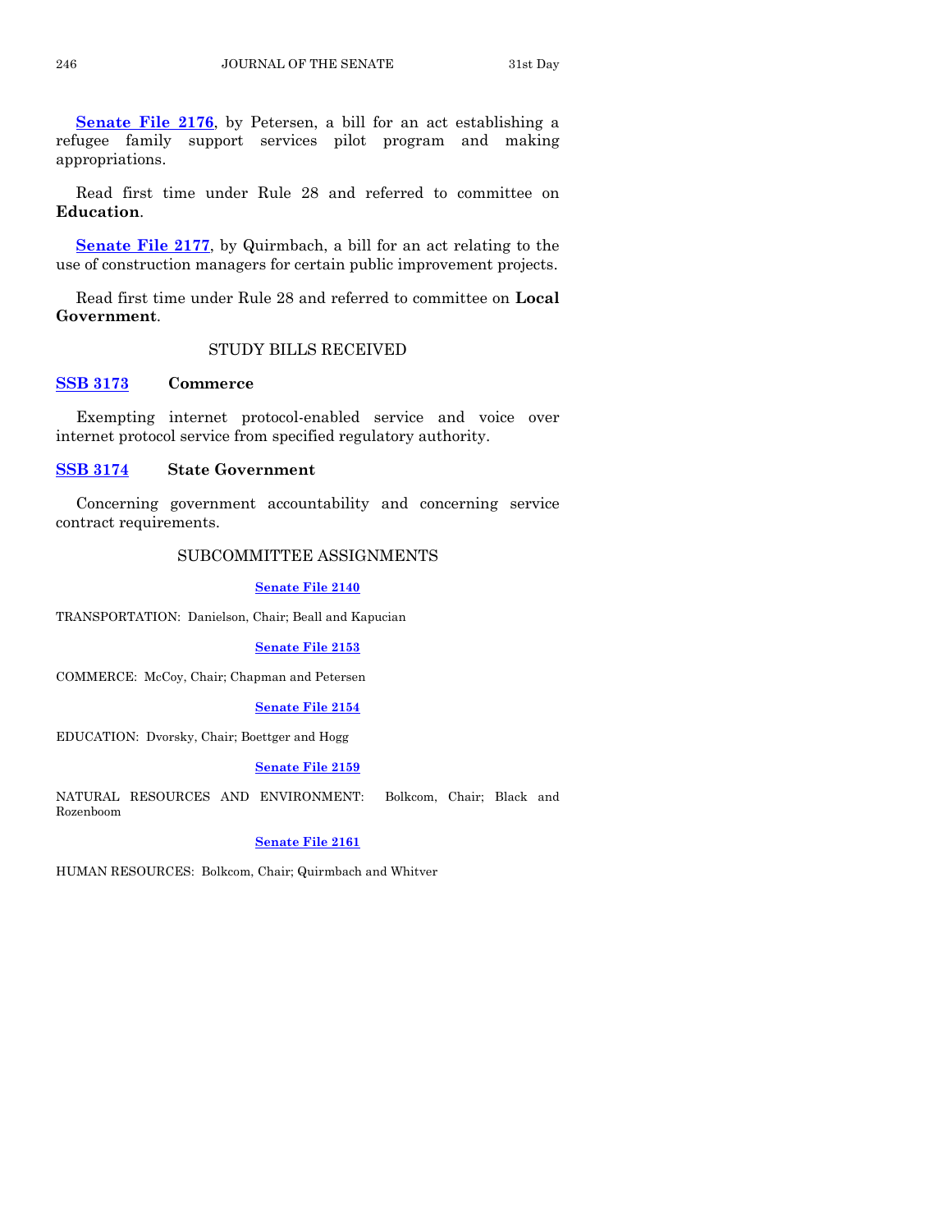**Senate File 2176**, by Petersen, a bill for an act establishing a refugee family support services pilot program and making appropriations.

Read first time under Rule 28 and referred to committee on **Education**.

**Senate File 2177**, by Quirmbach, a bill for an act relating to the use of construction managers for certain public improvement projects.

Read first time under Rule 28 and referred to committee on **Local Government**.

## STUDY BILLS RECEIVED

**SSB 3173** **Commerce**

Exempting internet protocol-enabled service and voice over internet protocol service from specified regulatory authority.

**SSB 3174** **State Government**

Concerning government accountability and concerning service contract requirements.

## SUBCOMMITTEE ASSIGNMENTS

**Senate File 2140**

TRANSPORTATION: Danielson, Chair; Beall and Kapucian

**Senate File 2153**

COMMERCE: McCoy, Chair; Chapman and Petersen

**Senate File 2154**

EDUCATION: Dvorsky, Chair; Boettger and Hogg

**Senate File 2159**

NATURAL RESOURCES AND ENVIRONMENT: Bolkcom, Chair; Black and Rozenboom

**Senate File 2161**

HUMAN RESOURCES: Bolkcom, Chair; Quirmbach and Whitver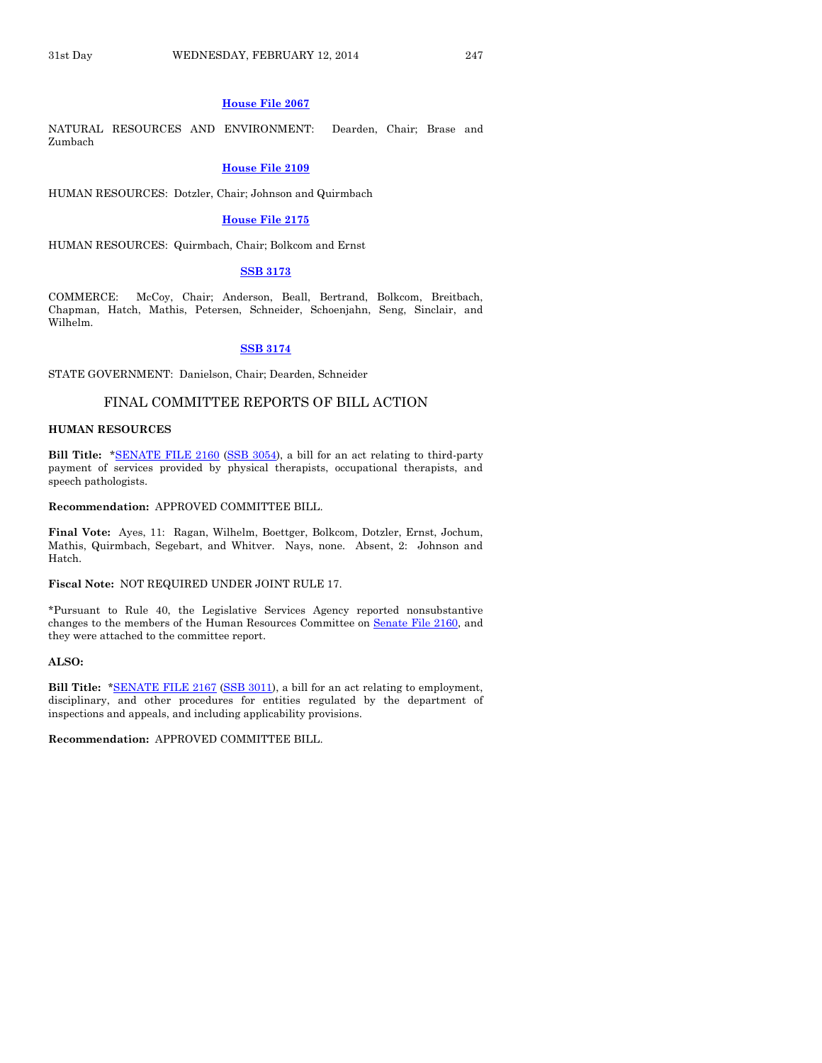**House File 2067**

NATURAL RESOURCES AND ENVIRONMENT: Dearden, Chair; Brase and Zumbach

**House File 2109**

HUMAN RESOURCES: Dotzler, Chair; Johnson and Quirmbach

**House File 2175**

HUMAN RESOURCES: Quirmbach, Chair; Bolkcom and Ernst

**SSB 3173**

COMMERCE: McCoy, Chair; Anderson, Beall, Bertrand, Bolkcom, Breitbach, Chapman, Hatch, Mathis, Petersen, Schneider, Schoenjahn, Seng, Sinclair, and Wilhelm.

**SSB 3174**

STATE GOVERNMENT: Danielson, Chair; Dearden, Schneider

## FINAL COMMITTEE REPORTS OF BILL ACTION

**HUMAN RESOURCES**

**Bill Title:** *SENATE FILE 2160 (SSB 3054), a bill for an act relating to third-party payment of services provided by physical therapists, occupational therapists, and speech pathologists.

**Recommendation:** APPROVED COMMITTEE BILL.

**Final Vote:** Ayes, 11: Ragan, Wilhelm, Boettger, Bolkcom, Dotzler, Ernst, Jochum, Mathis, Quirmbach, Segebart, and Whitver. Nays, none. Absent, 2: Johnson and Hatch.

**Fiscal Note:** NOT REQUIRED UNDER JOINT RULE 17.

*Pursuant to Rule 40, the Legislative Services Agency reported nonsubstantive changes to the members of the Human Resources Committee on Senate File 2160, and they were attached to the committee report.

**ALSO:**

**Bill Title:** *SENATE FILE 2167 (SSB 3011), a bill for an act relating to employment, disciplinary, and other procedures for entities regulated by the department of inspections and appeals, and including applicability provisions.

**Recommendation:** APPROVED COMMITTEE BILL.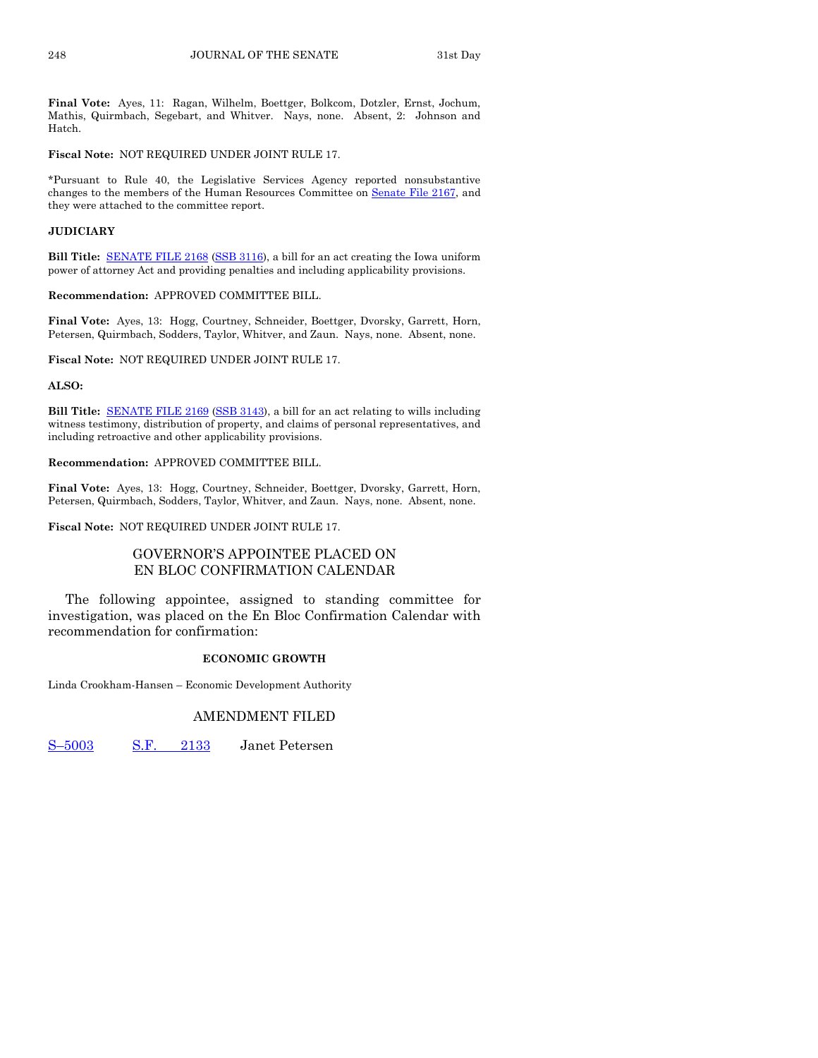**Final Vote:** Ayes, 11: Ragan, Wilhelm, Boettger, Bolkcom, Dotzler, Ernst, Jochum, Mathis, Quirmbach, Segebart, and Whitver. Nays, none. Absent, 2: Johnson and Hatch.

**Fiscal Note:** NOT REQUIRED UNDER JOINT RULE 17.

*Pursuant to Rule 40, the Legislative Services Agency reported nonsubstantive changes to the members of the Human Resources Committee on Senate File 2167, and they were attached to the committee report.

**JUDICIARY**

**Bill Title:** SENATE FILE 2168 (SSB 3116), a bill for an act creating the Iowa uniform power of attorney Act and providing penalties and including applicability provisions.

**Recommendation:** APPROVED COMMITTEE BILL.

**Final Vote:** Ayes, 13: Hogg, Courtney, Schneider, Boettger, Dvorsky, Garrett, Horn, Petersen, Quirmbach, Sodders, Taylor, Whitver, and Zaun. Nays, none. Absent, none.

**Fiscal Note:** NOT REQUIRED UNDER JOINT RULE 17.

**ALSO:**

**Bill Title:** SENATE FILE 2169 (SSB 3143), a bill for an act relating to wills including witness testimony, distribution of property, and claims of personal representatives, and including retroactive and other applicability provisions.

**Recommendation:** APPROVED COMMITTEE BILL.

**Final Vote:** Ayes, 13: Hogg, Courtney, Schneider, Boettger, Dvorsky, Garrett, Horn, Petersen, Quirmbach, Sodders, Taylor, Whitver, and Zaun. Nays, none. Absent, none.

**Fiscal Note:** NOT REQUIRED UNDER JOINT RULE 17.

## GOVERNOR'S APPOINTEE PLACED ON EN BLOC CONFIRMATION CALENDAR

The following appointee, assigned to standing committee for investigation, was placed on the En Bloc Confirmation Calendar with recommendation for confirmation:

**ECONOMIC GROWTH**

Linda Crookham-Hansen – Economic Development Authority

## AMENDMENT FILED

S–5003 S.F. 2133 Janet Petersen